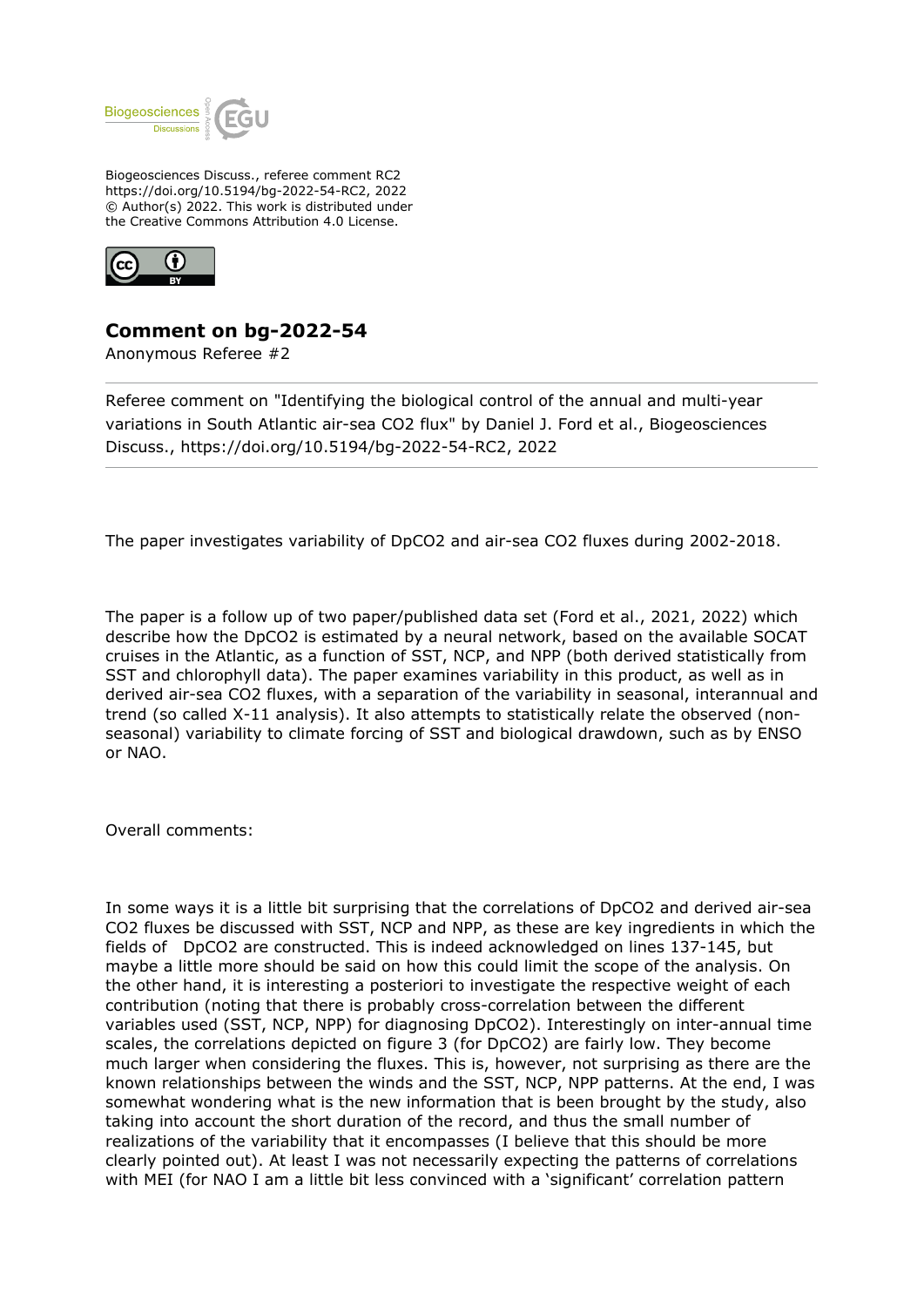Biogeosciences Discuss., referee comment RC2
https://doi.org/10.5194/bg-2022-54-RC2, 2022
© Author(s) 2022. This work is distributed under
the Creative Commons Attribution 4.0 License.

## Comment on bg-2022-54

Anonymous Referee #2

Referee comment on "Identifying the biological control of the annual and multi-year variations in South Atlantic air-sea CO2 flux" by Daniel J. Ford et al., Biogeosciences Discuss., https://doi.org/10.5194/bg-2022-54-RC2, 2022

The paper investigates variability of DpCO2 and air-sea CO2 fluxes during 2002-2018.

The paper is a follow up of two paper/published data set (Ford et al., 2021, 2022) which describe how the DpCO2 is estimated by a neural network, based on the available SOCAT cruises in the Atlantic, as a function of SST, NCP, and NPP (both derived statistically from SST and chlorophyll data). The paper examines variability in this product, as well as in derived air-sea CO2 fluxes, with a separation of the variability in seasonal, interannual and trend (so called X-11 analysis). It also attempts to statistically relate the observed (non-seasonal) variability to climate forcing of SST and biological drawdown, such as by ENSO or NAO.

Overall comments:

In some ways it is a little bit surprising that the correlations of DpCO2 and derived air-sea CO2 fluxes be discussed with SST, NCP and NPP, as these are key ingredients in which the fields of DpCO2 are constructed. This is indeed acknowledged on lines 137-145, but maybe a little more should be said on how this could limit the scope of the analysis. On the other hand, it is interesting a posteriori to investigate the respective weight of each contribution (noting that there is probably cross-correlation between the different variables used (SST, NCP, NPP) for diagnosing DpCO2). Interestingly on inter-annual time scales, the correlations depicted on figure 3 (for DpCO2) are fairly low. They become much larger when considering the fluxes. This is, however, not surprising as there are the known relationships between the winds and the SST, NCP, NPP patterns. At the end, I was somewhat wondering what is the new information that is been brought by the study, also taking into account the short duration of the record, and thus the small number of realizations of the variability that it encompasses (I believe that this should be more clearly pointed out). At least I was not necessarily expecting the patterns of correlations with MEI (for NAO I am a little bit less convinced with a 'significant' correlation pattern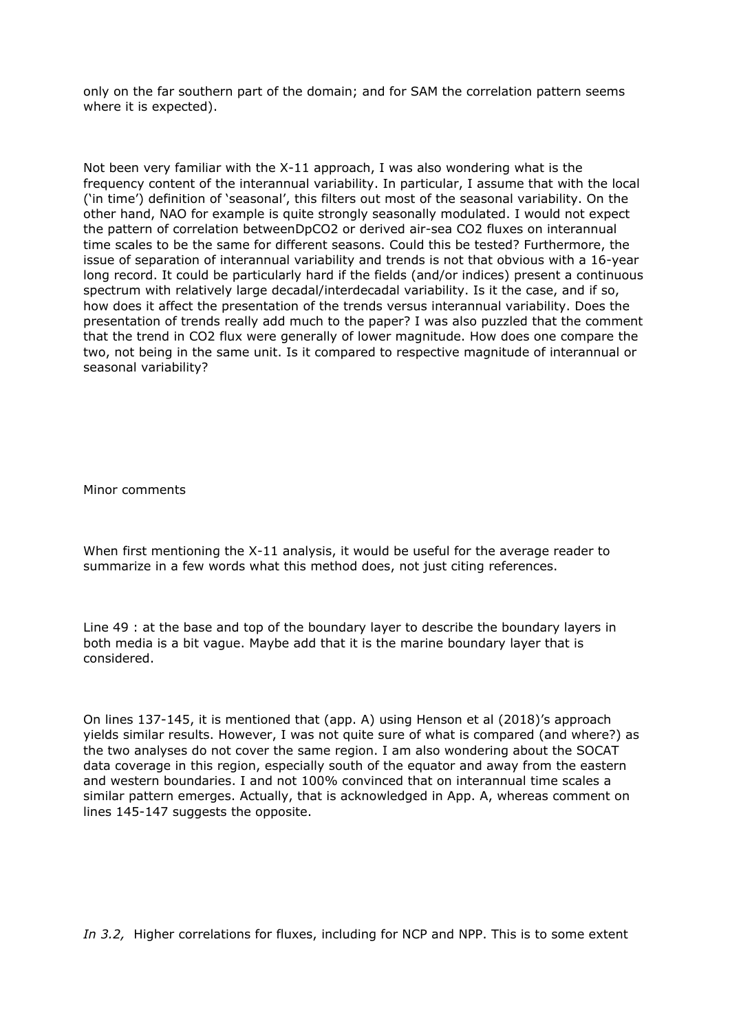only on the far southern part of the domain; and for SAM the correlation pattern seems where it is expected).

Not been very familiar with the X-11 approach, I was also wondering what is the frequency content of the interannual variability. In particular, I assume that with the local ('in time') definition of 'seasonal', this filters out most of the seasonal variability. On the other hand, NAO for example is quite strongly seasonally modulated. I would not expect the pattern of correlation betweenDpCO2 or derived air-sea CO2 fluxes on interannual time scales to be the same for different seasons. Could this be tested? Furthermore, the issue of separation of interannual variability and trends is not that obvious with a 16-year long record. It could be particularly hard if the fields (and/or indices) present a continuous spectrum with relatively large decadal/interdecadal variability. Is it the case, and if so, how does it affect the presentation of the trends versus interannual variability. Does the presentation of trends really add much to the paper? I was also puzzled that the comment that the trend in CO2 flux were generally of lower magnitude. How does one compare the two, not being in the same unit. Is it compared to respective magnitude of interannual or seasonal variability?

Minor comments

When first mentioning the X-11 analysis, it would be useful for the average reader to summarize in a few words what this method does, not just citing references.

Line 49 : at the base and top of the boundary layer to describe the boundary layers in both media is a bit vague. Maybe add that it is the marine boundary layer that is considered.

On lines 137-145, it is mentioned that (app. A) using Henson et al (2018)'s approach yields similar results. However, I was not quite sure of what is compared (and where?) as the two analyses do not cover the same region. I am also wondering about the SOCAT data coverage in this region, especially south of the equator and away from the eastern and western boundaries. I and not 100% convinced that on interannual time scales a similar pattern emerges. Actually, that is acknowledged in App. A, whereas comment on lines 145-147 suggests the opposite.

*In 3.2,* Higher correlations for fluxes, including for NCP and NPP. This is to some extent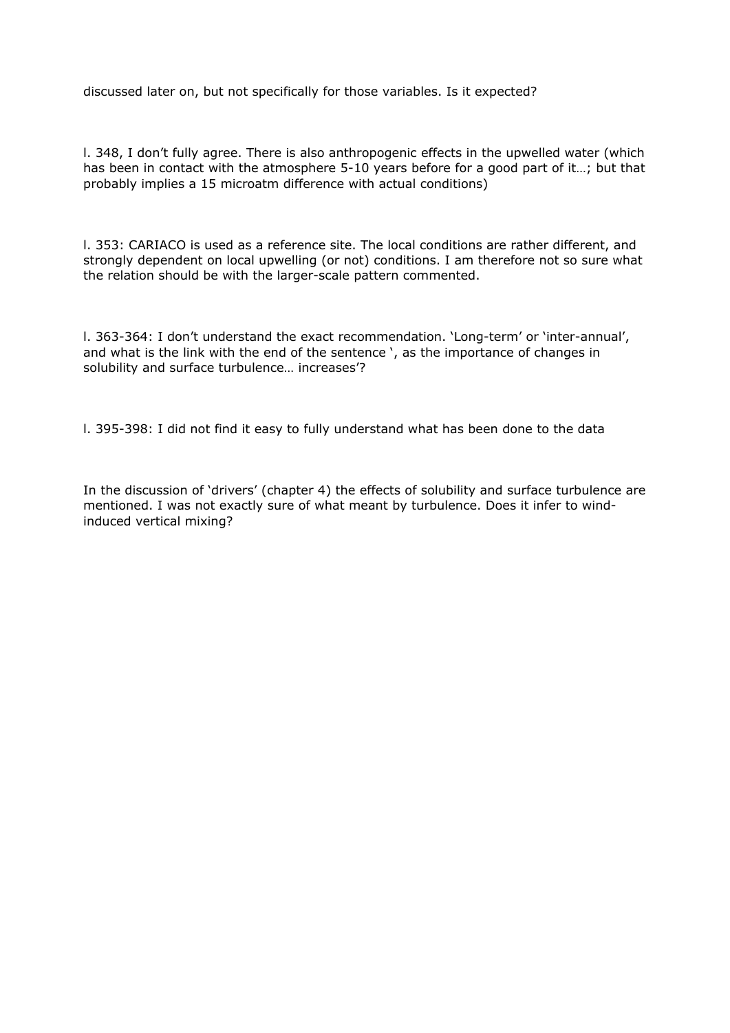discussed later on, but not specifically for those variables. Is it expected?

l. 348, I don't fully agree. There is also anthropogenic effects in the upwelled water (which has been in contact with the atmosphere 5-10 years before for a good part of it…; but that probably implies a 15 microatm difference with actual conditions)

l. 353: CARIACO is used as a reference site. The local conditions are rather different, and strongly dependent on local upwelling (or not) conditions. I am therefore not so sure what the relation should be with the larger-scale pattern commented.

l. 363-364: I don't understand the exact recommendation. 'Long-term' or 'inter-annual', and what is the link with the end of the sentence ', as the importance of changes in solubility and surface turbulence… increases'?

l. 395-398: I did not find it easy to fully understand what has been done to the data

In the discussion of 'drivers' (chapter 4) the effects of solubility and surface turbulence are mentioned. I was not exactly sure of what meant by turbulence. Does it infer to wind-induced vertical mixing?